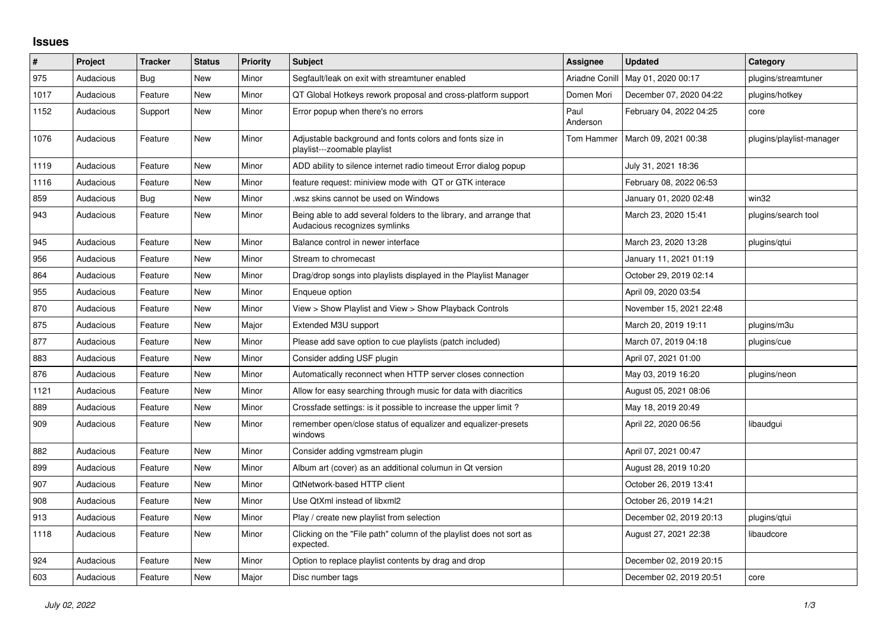## Issues

| # | Project | Tracker | Status | Priority | Subject | Assignee | Updated | Category |
|---|---|---|---|---|---|---|---|---|
| 975 | Audacious | Bug | New | Minor | Segfault/leak on exit with streamtuner enabled | Ariadne Conill | May 01, 2020 00:17 | plugins/streamtuner |
| 1017 | Audacious | Feature | New | Minor | QT Global Hotkeys rework proposal and cross-platform support | Domen Mori | December 07, 2020 04:22 | plugins/hotkey |
| 1152 | Audacious | Support | New | Minor | Error popup when there's no errors | Paul Anderson | February 04, 2022 04:25 | core |
| 1076 | Audacious | Feature | New | Minor | Adjustable background and fonts colors and fonts size in playlist---zoomable playlist | Tom Hammer | March 09, 2021 00:38 | plugins/playlist-manager |
| 1119 | Audacious | Feature | New | Minor | ADD ability to silence internet radio timeout Error dialog popup | | July 31, 2021 18:36 | |
| 1116 | Audacious | Feature | New | Minor | feature request: miniview mode with QT or GTK interace | | February 08, 2022 06:53 | |
| 859 | Audacious | Bug | New | Minor | .wsz skins cannot be used on Windows | | January 01, 2020 02:48 | win32 |
| 943 | Audacious | Feature | New | Minor | Being able to add several folders to the library, and arrange that Audacious recognizes symlinks | | March 23, 2020 15:41 | plugins/search tool |
| 945 | Audacious | Feature | New | Minor | Balance control in newer interface | | March 23, 2020 13:28 | plugins/qtui |
| 956 | Audacious | Feature | New | Minor | Stream to chromecast | | January 11, 2021 01:19 | |
| 864 | Audacious | Feature | New | Minor | Drag/drop songs into playlists displayed in the Playlist Manager | | October 29, 2019 02:14 | |
| 955 | Audacious | Feature | New | Minor | Enqueue option | | April 09, 2020 03:54 | |
| 870 | Audacious | Feature | New | Minor | View > Show Playlist and View > Show Playback Controls | | November 15, 2021 22:48 | |
| 875 | Audacious | Feature | New | Major | Extended M3U support | | March 20, 2019 19:11 | plugins/m3u |
| 877 | Audacious | Feature | New | Minor | Please add save option to cue playlists (patch included) | | March 07, 2019 04:18 | plugins/cue |
| 883 | Audacious | Feature | New | Minor | Consider adding USF plugin | | April 07, 2021 01:00 | |
| 876 | Audacious | Feature | New | Minor | Automatically reconnect when HTTP server closes connection | | May 03, 2019 16:20 | plugins/neon |
| 1121 | Audacious | Feature | New | Minor | Allow for easy searching through music for data with diacritics | | August 05, 2021 08:06 | |
| 889 | Audacious | Feature | New | Minor | Crossfade settings: is it possible to increase the upper limit ? | | May 18, 2019 20:49 | |
| 909 | Audacious | Feature | New | Minor | remember open/close status of equalizer and equalizer-presets windows | | April 22, 2020 06:56 | libaudgui |
| 882 | Audacious | Feature | New | Minor | Consider adding vgmstream plugin | | April 07, 2021 00:47 | |
| 899 | Audacious | Feature | New | Minor | Album art (cover) as an additional columun in Qt version | | August 28, 2019 10:20 | |
| 907 | Audacious | Feature | New | Minor | QtNetwork-based HTTP client | | October 26, 2019 13:41 | |
| 908 | Audacious | Feature | New | Minor | Use QtXml instead of libxml2 | | October 26, 2019 14:21 | |
| 913 | Audacious | Feature | New | Minor | Play / create new playlist from selection | | December 02, 2019 20:13 | plugins/qtui |
| 1118 | Audacious | Feature | New | Minor | Clicking on the "File path" column of the playlist does not sort as expected. | | August 27, 2021 22:38 | libaudcore |
| 924 | Audacious | Feature | New | Minor | Option to replace playlist contents by drag and drop | | December 02, 2019 20:15 | |
| 603 | Audacious | Feature | New | Major | Disc number tags | | December 02, 2019 20:51 | core |

*July 02, 2022*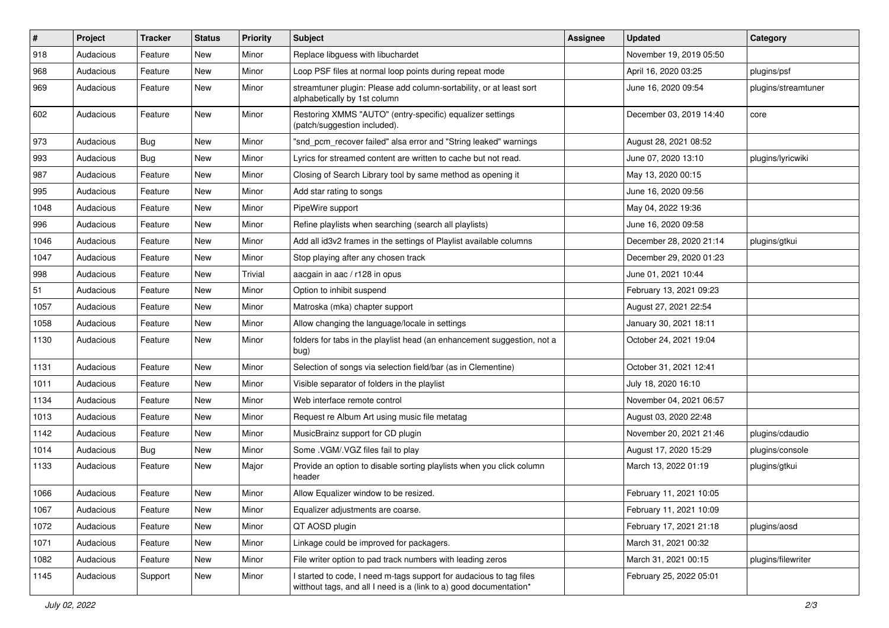| # | Project | Tracker | Status | Priority | Subject | Assignee | Updated | Category |
|---|---|---|---|---|---|---|---|---|
| 918 | Audacious | Feature | New | Minor | Replace libguess with libuchardet | | November 19, 2019 05:50 | |
| 968 | Audacious | Feature | New | Minor | Loop PSF files at normal loop points during repeat mode | | April 16, 2020 03:25 | plugins/psf |
| 969 | Audacious | Feature | New | Minor | streamtuner plugin: Please add column-sortability, or at least sort alphabetically by 1st column | | June 16, 2020 09:54 | plugins/streamtuner |
| 602 | Audacious | Feature | New | Minor | Restoring XMMS "AUTO" (entry-specific) equalizer settings (patch/suggestion included). | | December 03, 2019 14:40 | core |
| 973 | Audacious | Bug | New | Minor | "snd_pcm_recover failed" alsa error and "String leaked" warnings | | August 28, 2021 08:52 | |
| 993 | Audacious | Bug | New | Minor | Lyrics for streamed content are written to cache but not read. | | June 07, 2020 13:10 | plugins/lyricwiki |
| 987 | Audacious | Feature | New | Minor | Closing of Search Library tool by same method as opening it | | May 13, 2020 00:15 | |
| 995 | Audacious | Feature | New | Minor | Add star rating to songs | | June 16, 2020 09:56 | |
| 1048 | Audacious | Feature | New | Minor | PipeWire support | | May 04, 2022 19:36 | |
| 996 | Audacious | Feature | New | Minor | Refine playlists when searching (search all playlists) | | June 16, 2020 09:58 | |
| 1046 | Audacious | Feature | New | Minor | Add all id3v2 frames in the settings of Playlist available columns | | December 28, 2020 21:14 | plugins/gtkui |
| 1047 | Audacious | Feature | New | Minor | Stop playing after any chosen track | | December 29, 2020 01:23 | |
| 998 | Audacious | Feature | New | Trivial | aacgain in aac / r128 in opus | | June 01, 2021 10:44 | |
| 51 | Audacious | Feature | New | Minor | Option to inhibit suspend | | February 13, 2021 09:23 | |
| 1057 | Audacious | Feature | New | Minor | Matroska (mka) chapter support | | August 27, 2021 22:54 | |
| 1058 | Audacious | Feature | New | Minor | Allow changing the language/locale in settings | | January 30, 2021 18:11 | |
| 1130 | Audacious | Feature | New | Minor | folders for tabs in the playlist head (an enhancement suggestion, not a bug) | | October 24, 2021 19:04 | |
| 1131 | Audacious | Feature | New | Minor | Selection of songs via selection field/bar (as in Clementine) | | October 31, 2021 12:41 | |
| 1011 | Audacious | Feature | New | Minor | Visible separator of folders in the playlist | | July 18, 2020 16:10 | |
| 1134 | Audacious | Feature | New | Minor | Web interface remote control | | November 04, 2021 06:57 | |
| 1013 | Audacious | Feature | New | Minor | Request re Album Art using music file metatag | | August 03, 2020 22:48 | |
| 1142 | Audacious | Feature | New | Minor | MusicBrainz support for CD plugin | | November 20, 2021 21:46 | plugins/cdaudio |
| 1014 | Audacious | Bug | New | Minor | Some .VGM/.VGZ files fail to play | | August 17, 2020 15:29 | plugins/console |
| 1133 | Audacious | Feature | New | Major | Provide an option to disable sorting playlists when you click column header | | March 13, 2022 01:19 | plugins/gtkui |
| 1066 | Audacious | Feature | New | Minor | Allow Equalizer window to be resized. | | February 11, 2021 10:05 | |
| 1067 | Audacious | Feature | New | Minor | Equalizer adjustments are coarse. | | February 11, 2021 10:09 | |
| 1072 | Audacious | Feature | New | Minor | QT AOSD plugin | | February 17, 2021 21:18 | plugins/aosd |
| 1071 | Audacious | Feature | New | Minor | Linkage could be improved for packagers. | | March 31, 2021 00:32 | |
| 1082 | Audacious | Feature | New | Minor | File writer option to pad track numbers with leading zeros | | March 31, 2021 00:15 | plugins/filewriter |
| 1145 | Audacious | Support | New | Minor | I started to code, I need m-tags support for audacious to tag files witthout tags, and all I need is a (link to a) good documentation* | | February 25, 2022 05:01 | |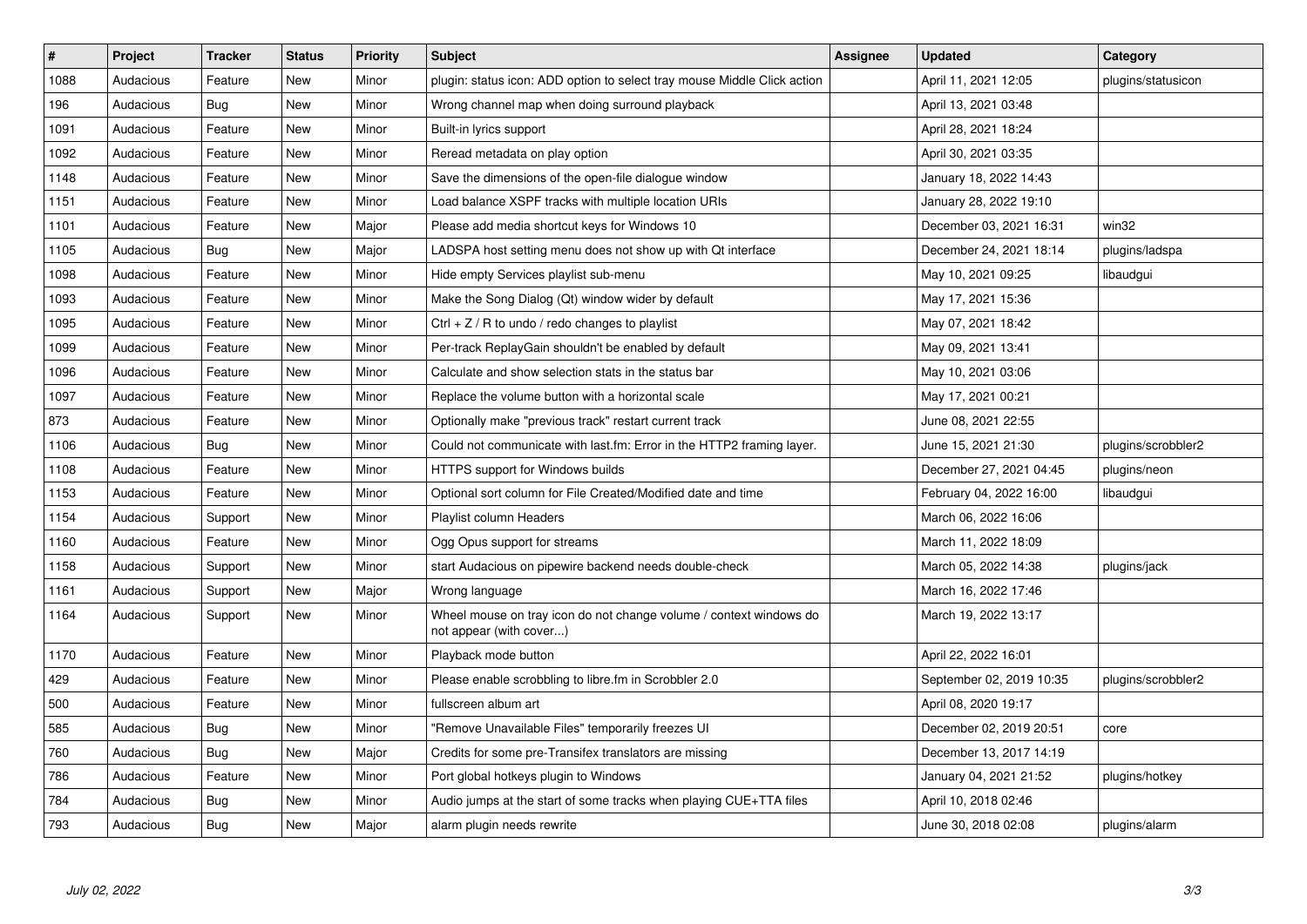| # | Project | Tracker | Status | Priority | Subject | Assignee | Updated | Category |
|---|---|---|---|---|---|---|---|---|
| 1088 | Audacious | Feature | New | Minor | plugin: status icon: ADD option to select tray mouse Middle Click action | | April 11, 2021 12:05 | plugins/statusicon |
| 196 | Audacious | Bug | New | Minor | Wrong channel map when doing surround playback | | April 13, 2021 03:48 | |
| 1091 | Audacious | Feature | New | Minor | Built-in lyrics support | | April 28, 2021 18:24 | |
| 1092 | Audacious | Feature | New | Minor | Reread metadata on play option | | April 30, 2021 03:35 | |
| 1148 | Audacious | Feature | New | Minor | Save the dimensions of the open-file dialogue window | | January 18, 2022 14:43 | |
| 1151 | Audacious | Feature | New | Minor | Load balance XSPF tracks with multiple location URIs | | January 28, 2022 19:10 | |
| 1101 | Audacious | Feature | New | Major | Please add media shortcut keys for Windows 10 | | December 03, 2021 16:31 | win32 |
| 1105 | Audacious | Bug | New | Major | LADSPA host setting menu does not show up with Qt interface | | December 24, 2021 18:14 | plugins/ladspa |
| 1098 | Audacious | Feature | New | Minor | Hide empty Services playlist sub-menu | | May 10, 2021 09:25 | libaudgui |
| 1093 | Audacious | Feature | New | Minor | Make the Song Dialog (Qt) window wider by default | | May 17, 2021 15:36 | |
| 1095 | Audacious | Feature | New | Minor | Ctrl + Z / R to undo / redo changes to playlist | | May 07, 2021 18:42 | |
| 1099 | Audacious | Feature | New | Minor | Per-track ReplayGain shouldn't be enabled by default | | May 09, 2021 13:41 | |
| 1096 | Audacious | Feature | New | Minor | Calculate and show selection stats in the status bar | | May 10, 2021 03:06 | |
| 1097 | Audacious | Feature | New | Minor | Replace the volume button with a horizontal scale | | May 17, 2021 00:21 | |
| 873 | Audacious | Feature | New | Minor | Optionally make "previous track" restart current track | | June 08, 2021 22:55 | |
| 1106 | Audacious | Bug | New | Minor | Could not communicate with last.fm: Error in the HTTP2 framing layer. | | June 15, 2021 21:30 | plugins/scrobbler2 |
| 1108 | Audacious | Feature | New | Minor | HTTPS support for Windows builds | | December 27, 2021 04:45 | plugins/neon |
| 1153 | Audacious | Feature | New | Minor | Optional sort column for File Created/Modified date and time | | February 04, 2022 16:00 | libaudgui |
| 1154 | Audacious | Support | New | Minor | Playlist column Headers | | March 06, 2022 16:06 | |
| 1160 | Audacious | Feature | New | Minor | Ogg Opus support for streams | | March 11, 2022 18:09 | |
| 1158 | Audacious | Support | New | Minor | start Audacious on pipewire backend needs double-check | | March 05, 2022 14:38 | plugins/jack |
| 1161 | Audacious | Support | New | Major | Wrong language | | March 16, 2022 17:46 | |
| 1164 | Audacious | Support | New | Minor | Wheel mouse on tray icon do not change volume / context windows do not appear (with cover...) | | March 19, 2022 13:17 | |
| 1170 | Audacious | Feature | New | Minor | Playback mode button | | April 22, 2022 16:01 | |
| 429 | Audacious | Feature | New | Minor | Please enable scrobbling to libre.fm in Scrobbler 2.0 | | September 02, 2019 10:35 | plugins/scrobbler2 |
| 500 | Audacious | Feature | New | Minor | fullscreen album art | | April 08, 2020 19:17 | |
| 585 | Audacious | Bug | New | Minor | "Remove Unavailable Files" temporarily freezes UI | | December 02, 2019 20:51 | core |
| 760 | Audacious | Bug | New | Major | Credits for some pre-Transifex translators are missing | | December 13, 2017 14:19 | |
| 786 | Audacious | Feature | New | Minor | Port global hotkeys plugin to Windows | | January 04, 2021 21:52 | plugins/hotkey |
| 784 | Audacious | Bug | New | Minor | Audio jumps at the start of some tracks when playing CUE+TTA files | | April 10, 2018 02:46 | |
| 793 | Audacious | Bug | New | Major | alarm plugin needs rewrite | | June 30, 2018 02:08 | plugins/alarm |

*July 02, 2022*